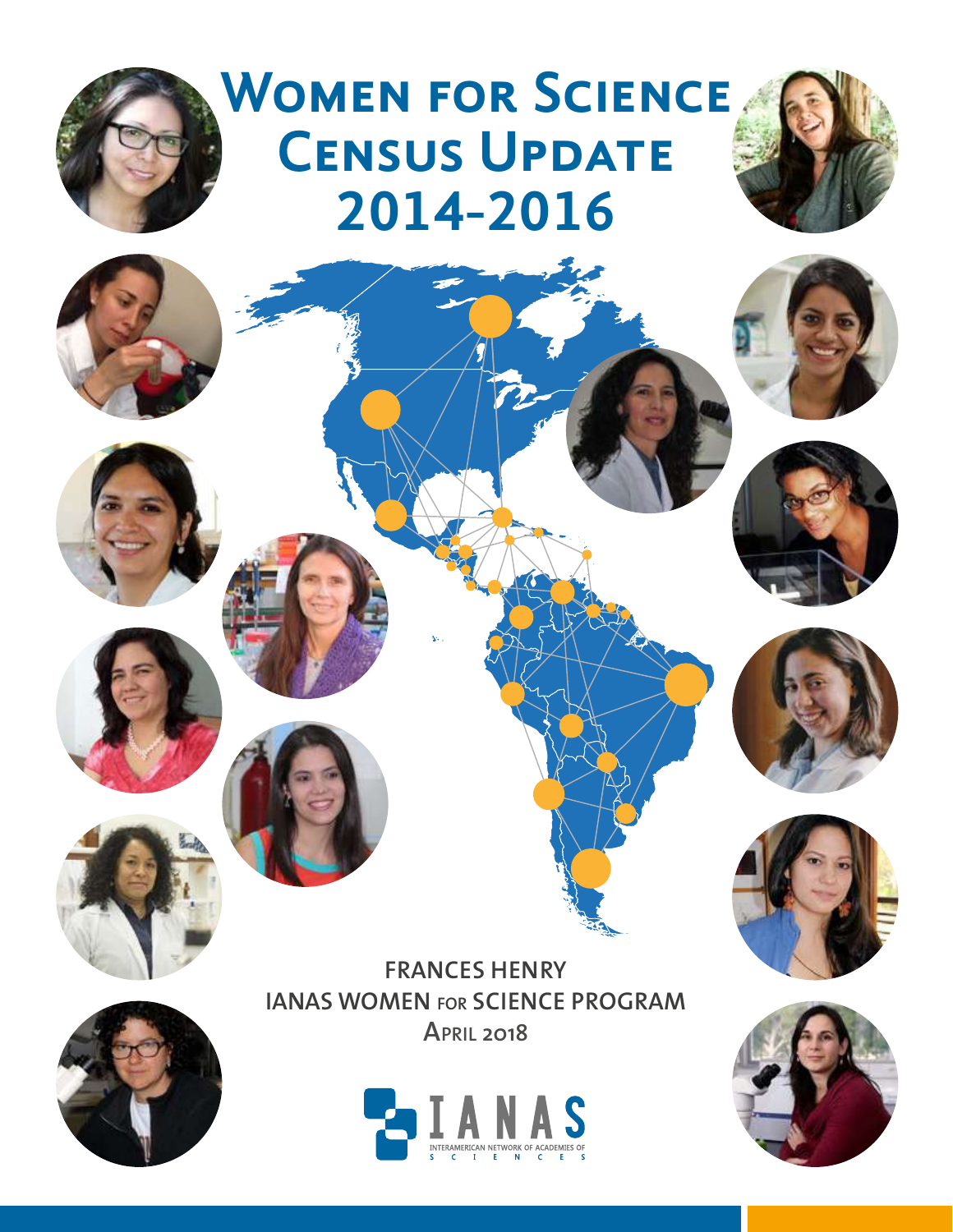# Women for Science Census Update 2014-2016

FRANCES HENRY

IANAS WOMEN FOR SCIENCE PROGRAM

April 2018

IANAS

INTERAMERICAN NETWORK OF ACADEMIES OF SCIENCES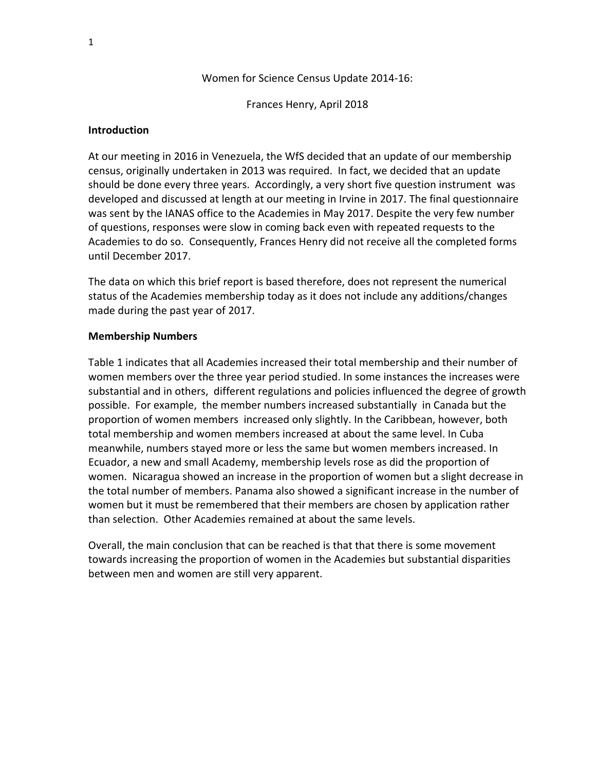Women for Science Census Update 2014-16:

Frances Henry, April 2018

**Introduction**

At our meeting in 2016 in Venezuela, the WfS decided that an update of our membership census, originally undertaken in 2013 was required. In fact, we decided that an update should be done every three years. Accordingly, a very short five question instrument was developed and discussed at length at our meeting in Irvine in 2017. The final questionnaire was sent by the IANAS office to the Academies in May 2017. Despite the very few number of questions, responses were slow in coming back even with repeated requests to the Academies to do so. Consequently, Frances Henry did not receive all the completed forms until December 2017.

The data on which this brief report is based therefore, does not represent the numerical status of the Academies membership today as it does not include any additions/changes made during the past year of 2017.

**Membership Numbers**

Table 1 indicates that all Academies increased their total membership and their number of women members over the three year period studied. In some instances the increases were substantial and in others, different regulations and policies influenced the degree of growth possible. For example, the member numbers increased substantially in Canada but the proportion of women members increased only slightly. In the Caribbean, however, both total membership and women members increased at about the same level. In Cuba meanwhile, numbers stayed more or less the same but women members increased. In Ecuador, a new and small Academy, membership levels rose as did the proportion of women. Nicaragua showed an increase in the proportion of women but a slight decrease in the total number of members. Panama also showed a significant increase in the number of women but it must be remembered that their members are chosen by application rather than selection. Other Academies remained at about the same levels.

Overall, the main conclusion that can be reached is that that there is some movement towards increasing the proportion of women in the Academies but substantial disparities between men and women are still very apparent.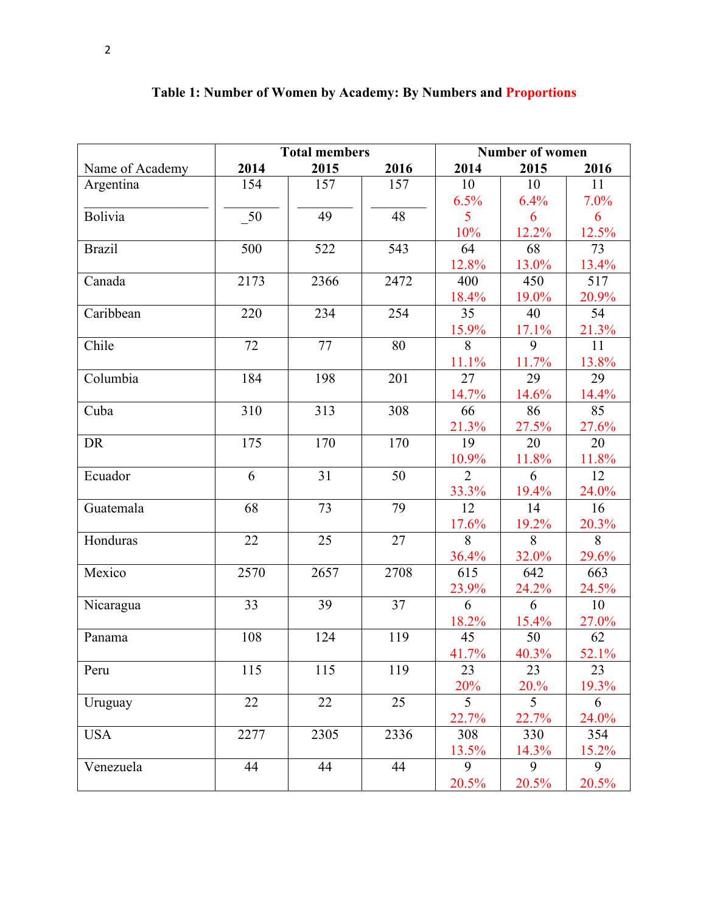**Table 1: Number of Women by Academy: By Numbers and Proportions**

| Name of Academy | Total members | | | Number of women | | |
|---|---|---|---|---|---|---|
| | 2014 | 2015 | 2016 | 2014 | 2015 | 2016 |
| Argentina | 154 | 157 | 157 | 10<br>6.5% | 10<br>6.4% | 11<br>7.0% |
| Bolivia | _50 | 49 | 48 | 5<br>10% | 6<br>12.2% | 6<br>12.5% |
| Brazil | 500 | 522 | 543 | 64<br>12.8% | 68<br>13.0% | 73<br>13.4% |
| Canada | 2173 | 2366 | 2472 | 400<br>18.4% | 450<br>19.0% | 517<br>20.9% |
| Caribbean | 220 | 234 | 254 | 35<br>15.9% | 40<br>17.1% | 54<br>21.3% |
| Chile | 72 | 77 | 80 | 8<br>11.1% | 9<br>11.7% | 11<br>13.8% |
| Columbia | 184 | 198 | 201 | 27<br>14.7% | 29<br>14.6% | 29<br>14.4% |
| Cuba | 310 | 313 | 308 | 66<br>21.3% | 86<br>27.5% | 85<br>27.6% |
| DR | 175 | 170 | 170 | 19<br>10.9% | 20<br>11.8% | 20<br>11.8% |
| Ecuador | 6 | 31 | 50 | 2<br>33.3% | 6<br>19.4% | 12<br>24.0% |
| Guatemala | 68 | 73 | 79 | 12<br>17.6% | 14<br>19.2% | 16<br>20.3% |
| Honduras | 22 | 25 | 27 | 8<br>36.4% | 8<br>32.0% | 8<br>29.6% |
| Mexico | 2570 | 2657 | 2708 | 615<br>23.9% | 642<br>24.2% | 663<br>24.5% |
| Nicaragua | 33 | 39 | 37 | 6<br>18.2% | 6<br>15.4% | 10<br>27.0% |
| Panama | 108 | 124 | 119 | 45<br>41.7% | 50<br>40.3% | 62<br>52.1% |
| Peru | 115 | 115 | 119 | 23<br>20% | 23<br>20.% | 23<br>19.3% |
| Uruguay | 22 | 22 | 25 | 5<br>22.7% | 5<br>22.7% | 6<br>24.0% |
| USA | 2277 | 2305 | 2336 | 308<br>13.5% | 330<br>14.3% | 354<br>15.2% |
| Venezuela | 44 | 44 | 44 | 9<br>20.5% | 9<br>20.5% | 9<br>20.5% |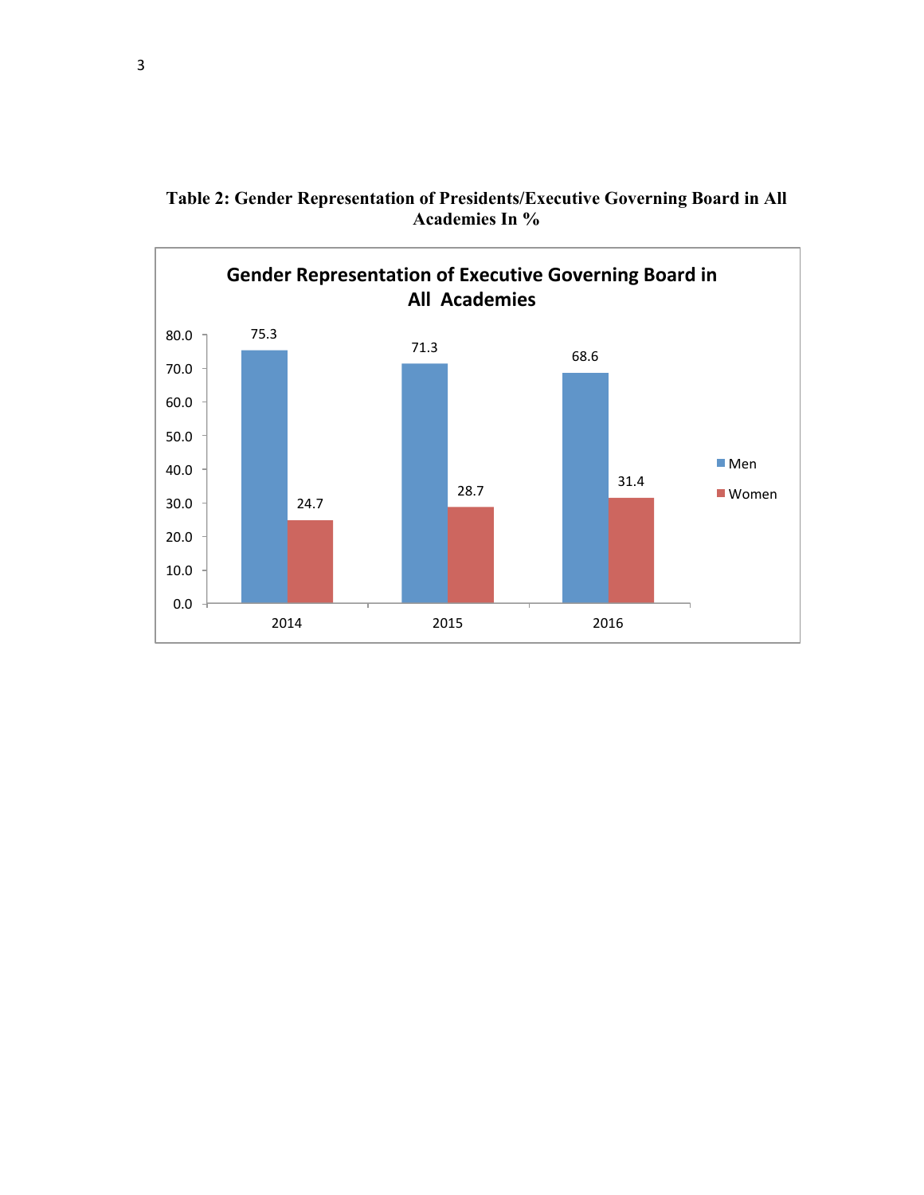**Table 2: Gender Representation of Presidents/Executive Governing Board in All Academies In %**

**Gender Representation of Executive Governing Board in All Academies**

| Year | Men | Women |
|---|---|---|
| 2014 | 75.3 | 24.7 |
| 2015 | 71.3 | 28.7 |
| 2016 | 68.6 | 31.4 |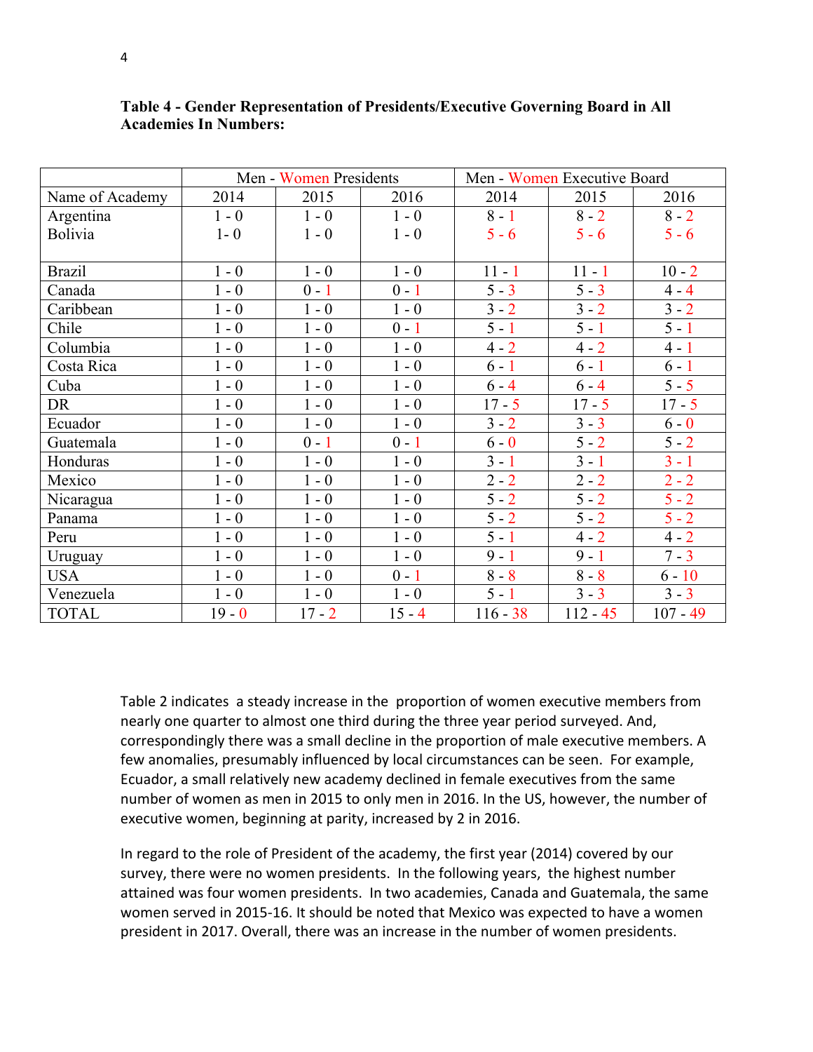**Table 4 - Gender Representation of Presidents/Executive Governing Board in All Academies In Numbers:**

| | Men - Women Presidents | | | Men - Women Executive Board | | |
|---|---|---|---|---|---|---|
| Name of Academy | 2014 | 2015 | 2016 | 2014 | 2015 | 2016 |
| Argentina | 1 - 0 | 1 - 0 | 1 - 0 | 8 - 1 | 8 - 2 | 8 - 2 |
| Bolivia | 1- 0 | 1 - 0 | 1 - 0 | 5 - 6 | 5 - 6 | 5 - 6 |
| Brazil | 1 - 0 | 1 - 0 | 1 - 0 | 11 - 1 | 11 - 1 | 10 - 2 |
| Canada | 1 - 0 | 0 - 1 | 0 - 1 | 5 - 3 | 5 - 3 | 4 - 4 |
| Caribbean | 1 - 0 | 1 - 0 | 1 - 0 | 3 - 2 | 3 - 2 | 3 - 2 |
| Chile | 1 - 0 | 1 - 0 | 0 - 1 | 5 - 1 | 5 - 1 | 5 - 1 |
| Columbia | 1 - 0 | 1 - 0 | 1 - 0 | 4 - 2 | 4 - 2 | 4 - 1 |
| Costa Rica | 1 - 0 | 1 - 0 | 1 - 0 | 6 - 1 | 6 - 1 | 6 - 1 |
| Cuba | 1 - 0 | 1 - 0 | 1 - 0 | 6 - 4 | 6 - 4 | 5 - 5 |
| DR | 1 - 0 | 1 - 0 | 1 - 0 | 17 - 5 | 17 - 5 | 17 - 5 |
| Ecuador | 1 - 0 | 1 - 0 | 1 - 0 | 3 - 2 | 3 - 3 | 6 - 0 |
| Guatemala | 1 - 0 | 0 - 1 | 0 - 1 | 6 - 0 | 5 - 2 | 5 - 2 |
| Honduras | 1 - 0 | 1 - 0 | 1 - 0 | 3 - 1 | 3 - 1 | 3 - 1 |
| Mexico | 1 - 0 | 1 - 0 | 1 - 0 | 2 - 2 | 2 - 2 | 2 - 2 |
| Nicaragua | 1 - 0 | 1 - 0 | 1 - 0 | 5 - 2 | 5 - 2 | 5 - 2 |
| Panama | 1 - 0 | 1 - 0 | 1 - 0 | 5 - 2 | 5 - 2 | 5 - 2 |
| Peru | 1 - 0 | 1 - 0 | 1 - 0 | 5 - 1 | 4 - 2 | 4 - 2 |
| Uruguay | 1 - 0 | 1 - 0 | 1 - 0 | 9 - 1 | 9 - 1 | 7 - 3 |
| USA | 1 - 0 | 1 - 0 | 0 - 1 | 8 - 8 | 8 - 8 | 6 - 10 |
| Venezuela | 1 - 0 | 1 - 0 | 1 - 0 | 5 - 1 | 3 - 3 | 3 - 3 |
| TOTAL | 19 - 0 | 17 - 2 | 15 - 4 | 116 - 38 | 112 - 45 | 107 - 49 |

Table 2 indicates a steady increase in the proportion of women executive members from nearly one quarter to almost one third during the three year period surveyed. And, correspondingly there was a small decline in the proportion of male executive members. A few anomalies, presumably influenced by local circumstances can be seen. For example, Ecuador, a small relatively new academy declined in female executives from the same number of women as men in 2015 to only men in 2016. In the US, however, the number of executive women, beginning at parity, increased by 2 in 2016.

In regard to the role of President of the academy, the first year (2014) covered by our survey, there were no women presidents. In the following years, the highest number attained was four women presidents. In two academies, Canada and Guatemala, the same women served in 2015-16. It should be noted that Mexico was expected to have a women president in 2017. Overall, there was an increase in the number of women presidents.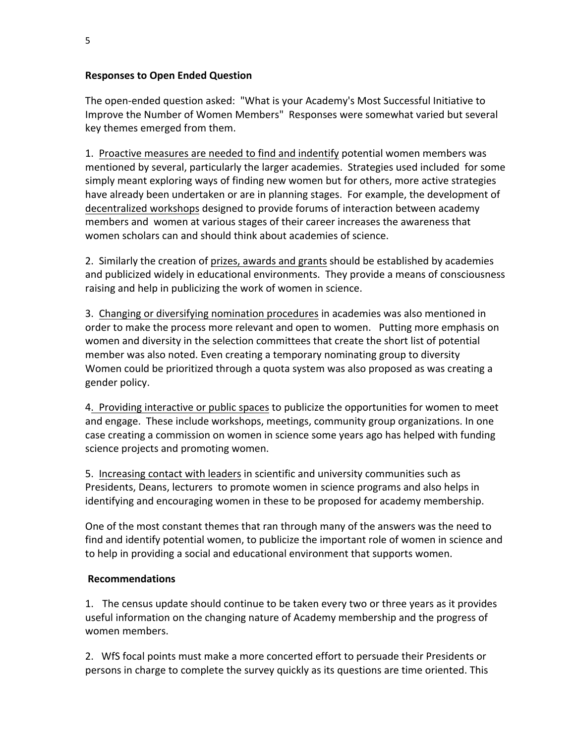**Responses to Open Ended Question**

The open-ended question asked: "What is your Academy's Most Successful Initiative to Improve the Number of Women Members" Responses were somewhat varied but several key themes emerged from them.

1. Proactive measures are needed to find and indentify potential women members was mentioned by several, particularly the larger academies. Strategies used included for some simply meant exploring ways of finding new women but for others, more active strategies have already been undertaken or are in planning stages. For example, the development of decentralized workshops designed to provide forums of interaction between academy members and women at various stages of their career increases the awareness that women scholars can and should think about academies of science.

2. Similarly the creation of prizes, awards and grants should be established by academies and publicized widely in educational environments. They provide a means of consciousness raising and help in publicizing the work of women in science.

3. Changing or diversifying nomination procedures in academies was also mentioned in order to make the process more relevant and open to women. Putting more emphasis on women and diversity in the selection committees that create the short list of potential member was also noted. Even creating a temporary nominating group to diversity Women could be prioritized through a quota system was also proposed as was creating a gender policy.

4. Providing interactive or public spaces to publicize the opportunities for women to meet and engage. These include workshops, meetings, community group organizations. In one case creating a commission on women in science some years ago has helped with funding science projects and promoting women.

5. Increasing contact with leaders in scientific and university communities such as Presidents, Deans, lecturers to promote women in science programs and also helps in identifying and encouraging women in these to be proposed for academy membership.

One of the most constant themes that ran through many of the answers was the need to find and identify potential women, to publicize the important role of women in science and to help in providing a social and educational environment that supports women.

**Recommendations**

1. The census update should continue to be taken every two or three years as it provides useful information on the changing nature of Academy membership and the progress of women members.

2. WfS focal points must make a more concerted effort to persuade their Presidents or persons in charge to complete the survey quickly as its questions are time oriented. This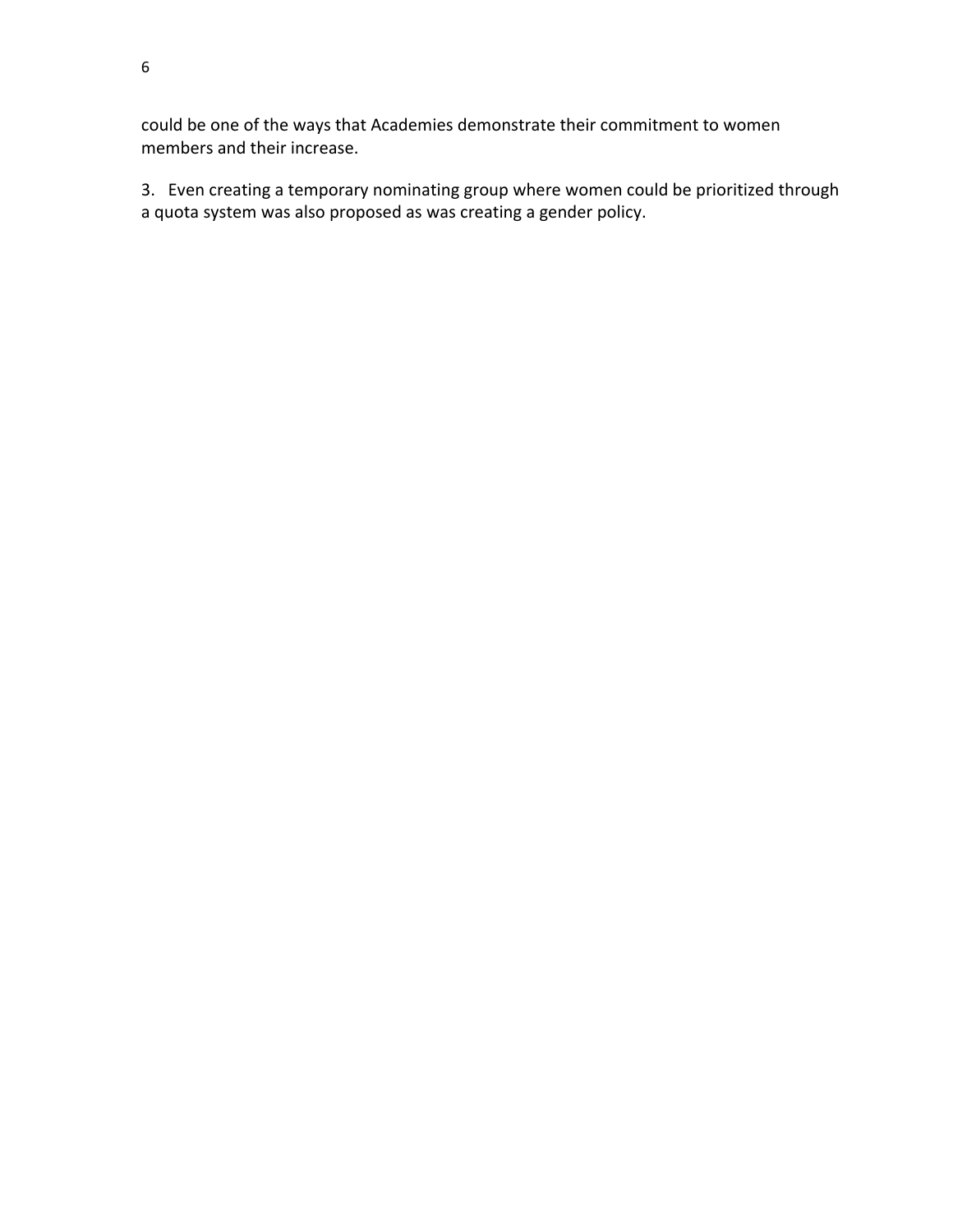could be one of the ways that Academies demonstrate their commitment to women members and their increase.

3. Even creating a temporary nominating group where women could be prioritized through a quota system was also proposed as was creating a gender policy.